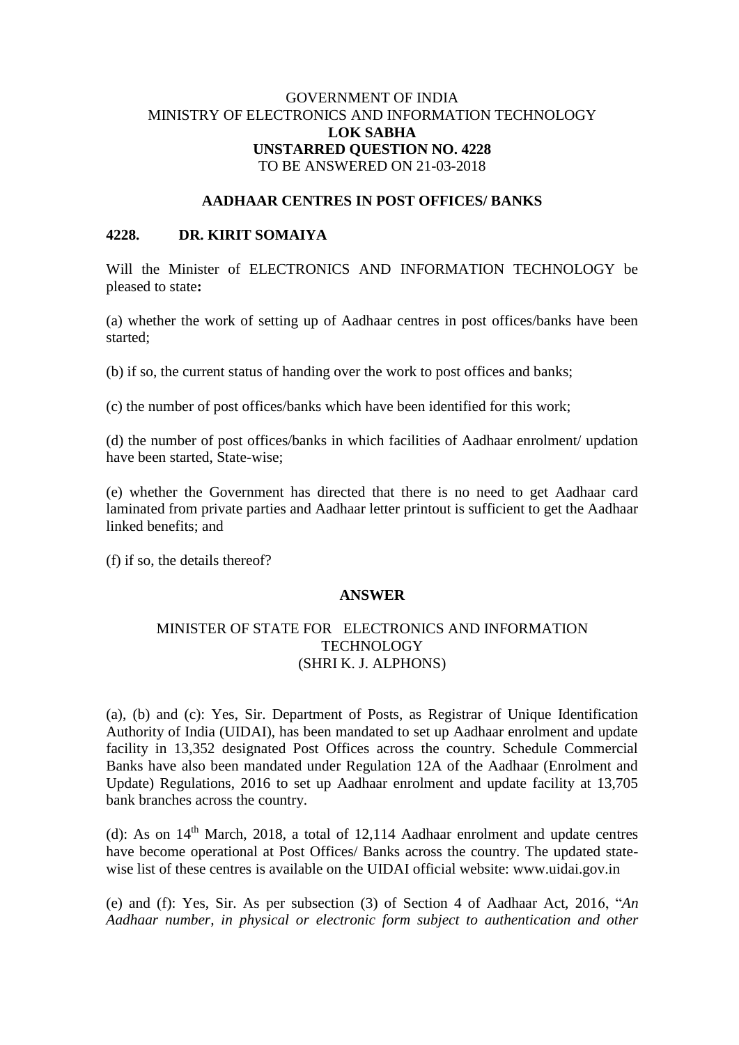GOVERNMENT OF INDIA
MINISTRY OF ELECTRONICS AND INFORMATION TECHNOLOGY
**LOK SABHA**
**UNSTARRED QUESTION NO. 4228**
TO BE ANSWERED ON 21-03-2018

**AADHAAR CENTRES IN POST OFFICES/ BANKS**

**4228. DR. KIRIT SOMAIYA**

Will the Minister of ELECTRONICS AND INFORMATION TECHNOLOGY be pleased to state**:**

(a) whether the work of setting up of Aadhaar centres in post offices/banks have been started;

(b) if so, the current status of handing over the work to post offices and banks;

(c) the number of post offices/banks which have been identified for this work;

(d) the number of post offices/banks in which facilities of Aadhaar enrolment/ updation have been started, State-wise;

(e) whether the Government has directed that there is no need to get Aadhaar card laminated from private parties and Aadhaar letter printout is sufficient to get the Aadhaar linked benefits; and

(f) if so, the details thereof?

**ANSWER**

MINISTER OF STATE FOR ELECTRONICS AND INFORMATION TECHNOLOGY
(SHRI K. J. ALPHONS)

(a), (b) and (c): Yes, Sir. Department of Posts, as Registrar of Unique Identification Authority of India (UIDAI), has been mandated to set up Aadhaar enrolment and update facility in 13,352 designated Post Offices across the country. Schedule Commercial Banks have also been mandated under Regulation 12A of the Aadhaar (Enrolment and Update) Regulations, 2016 to set up Aadhaar enrolment and update facility at 13,705 bank branches across the country.

(d): As on 14th March, 2018, a total of 12,114 Aadhaar enrolment and update centres have become operational at Post Offices/ Banks across the country. The updated state-wise list of these centres is available on the UIDAI official website: www.uidai.gov.in

(e) and (f): Yes, Sir. As per subsection (3) of Section 4 of Aadhaar Act, 2016, "*An Aadhaar number, in physical or electronic form subject to authentication and other*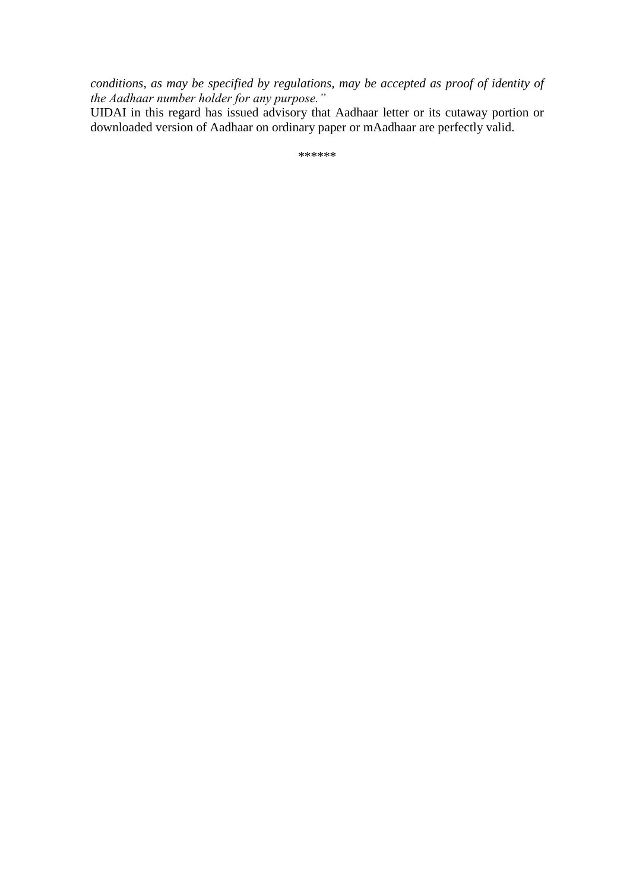*conditions, as may be specified by regulations, may be accepted as proof of identity of the Aadhaar number holder for any purpose."*

UIDAI in this regard has issued advisory that Aadhaar letter or its cutaway portion or downloaded version of Aadhaar on ordinary paper or mAadhaar are perfectly valid.

******